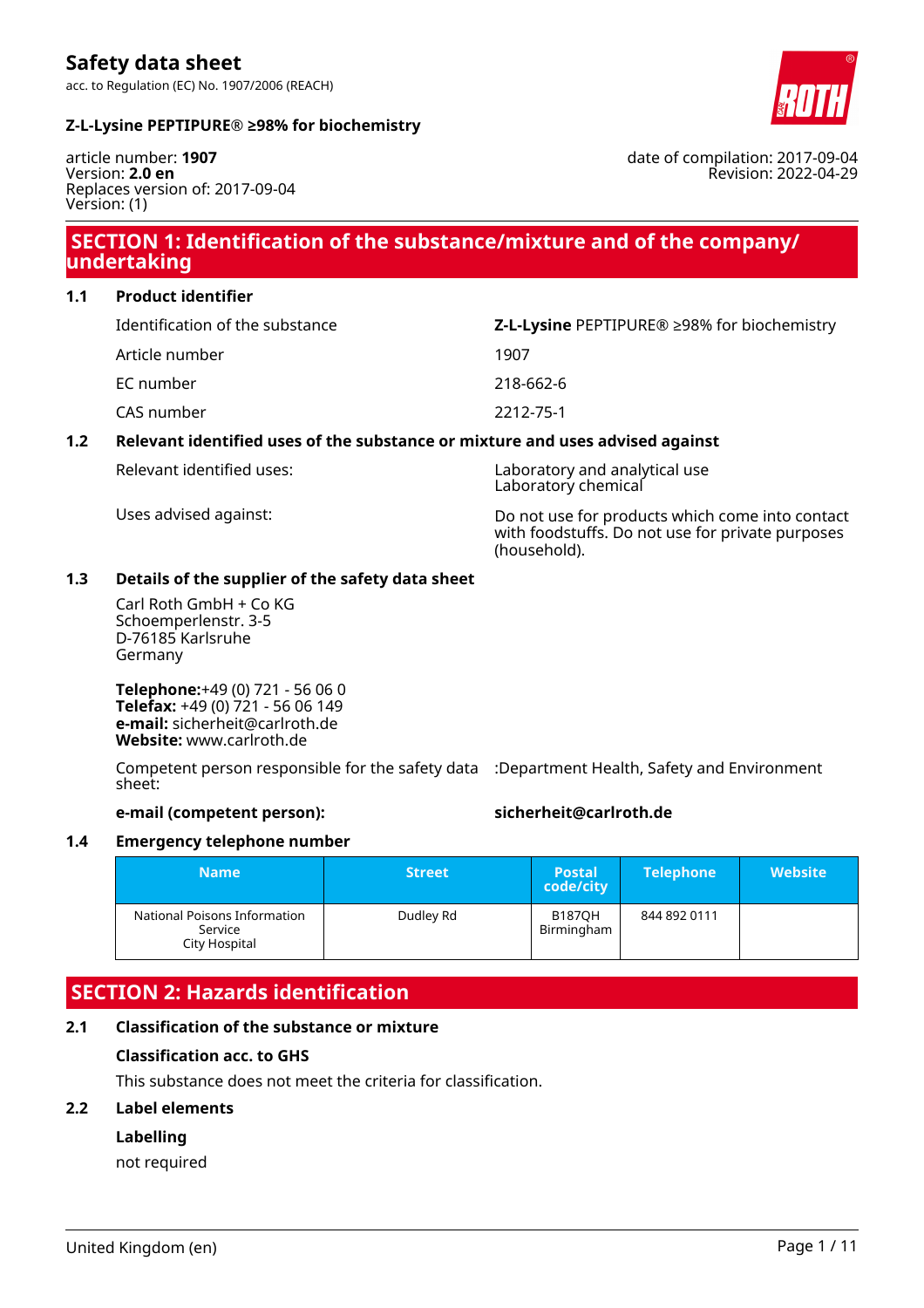# Safety data sheet

acc. to Regulation (EC) No. 1907/2006 (REACH)

**Z-L-Lysine PEPTIPURE® ≥98% for biochemistry**

article number: **1907**
Version: **2.0 en**
Replaces version of: 2017-09-04
Version: (1)

date of compilation: 2017-09-04
Revision: 2022-04-29

## SECTION 1: Identification of the substance/mixture and of the company/undertaking

### 1.1 Product identifier

| | |
|---|---|
| Identification of the substance | **Z-L-Lysine** PEPTIPURE® ≥98% for biochemistry |
| Article number | 1907 |
| EC number | 218-662-6 |
| CAS number | 2212-75-1 |

### 1.2 Relevant identified uses of the substance or mixture and uses advised against

| | |
|---|---|
| Relevant identified uses: | Laboratory and analytical use<br>Laboratory chemical |
| Uses advised against: | Do not use for products which come into contact with foodstuffs. Do not use for private purposes (household). |

### 1.3 Details of the supplier of the safety data sheet

Carl Roth GmbH + Co KG
Schoemperlenstr. 3-5
D-76185 Karlsruhe
Germany

**Telephone:**+49 (0) 721 - 56 06 0
**Telefax:** +49 (0) 721 - 56 06 149
**e-mail:** sicherheit@carlroth.de
**Website:** www.carlroth.de

Competent person responsible for the safety data sheet: :Department Health, Safety and Environment

**e-mail (competent person):** **sicherheit@carlroth.de**

### 1.4 Emergency telephone number

| Name | Street | Postal code/city | Telephone | Website |
|---|---|---|---|---|
| National Poisons Information Service<br>City Hospital | Dudley Rd | B187QH Birmingham | 844 892 0111 | |

## SECTION 2: Hazards identification

### 2.1 Classification of the substance or mixture

**Classification acc. to GHS**

This substance does not meet the criteria for classification.

### 2.2 Label elements

**Labelling**

not required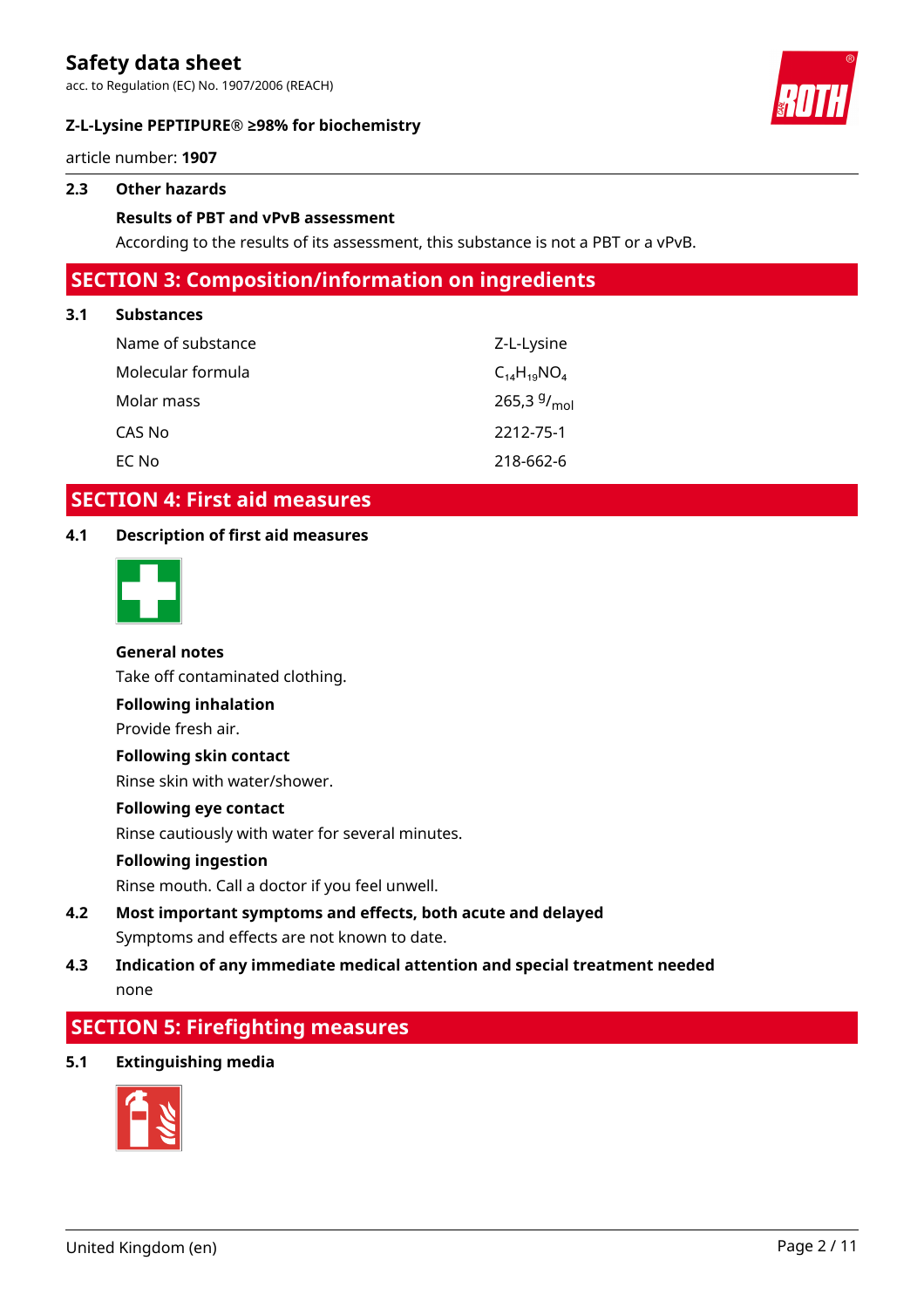### 2.3 Other hazards

**Results of PBT and vPvB assessment**

According to the results of its assessment, this substance is not a PBT or a vPvB.

## SECTION 3: Composition/information on ingredients

### 3.1 Substances

| | |
|---|---|
| Name of substance | Z-L-Lysine |
| Molecular formula | $C_{14}H_{19}NO_4$ |
| Molar mass | 265,3 $^{g}/_{mol}$ |
| CAS No | 2212-75-1 |
| EC No | 218-662-6 |

## SECTION 4: First aid measures

### 4.1 Description of first aid measures

**General notes**

Take off contaminated clothing.

**Following inhalation**

Provide fresh air.

**Following skin contact**

Rinse skin with water/shower.

**Following eye contact**

Rinse cautiously with water for several minutes.

**Following ingestion**

Rinse mouth. Call a doctor if you feel unwell.

### 4.2 Most important symptoms and effects, both acute and delayed

Symptoms and effects are not known to date.

### 4.3 Indication of any immediate medical attention and special treatment needed

none

## SECTION 5: Firefighting measures

### 5.1 Extinguishing media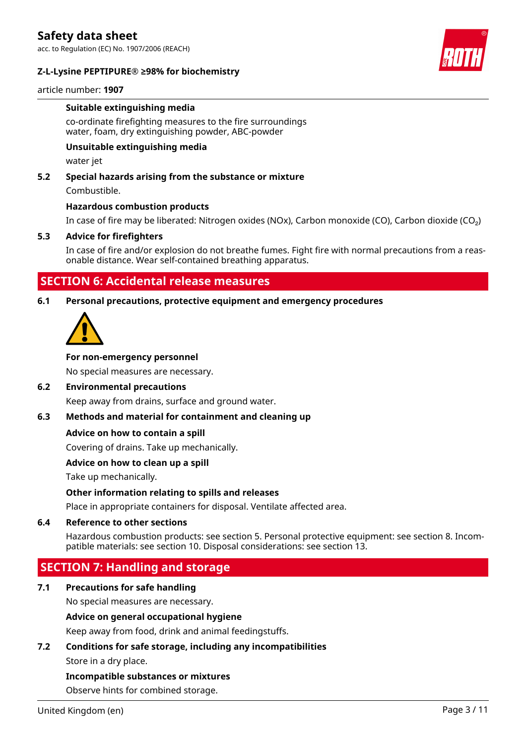#### Suitable extinguishing media

co-ordinate firefighting measures to the fire surroundings
water, foam, dry extinguishing powder, ABC-powder

#### Unsuitable extinguishing media

water jet

### 5.2 Special hazards arising from the substance or mixture

Combustible.

#### Hazardous combustion products

In case of fire may be liberated: Nitrogen oxides (NOx), Carbon monoxide (CO), Carbon dioxide ($CO_2$)

### 5.3 Advice for firefighters

In case of fire and/or explosion do not breathe fumes. Fight fire with normal precautions from a reasonable distance. Wear self-contained breathing apparatus.

## SECTION 6: Accidental release measures

### 6.1 Personal precautions, protective equipment and emergency procedures

#### For non-emergency personnel

No special measures are necessary.

### 6.2 Environmental precautions

Keep away from drains, surface and ground water.

### 6.3 Methods and material for containment and cleaning up

#### Advice on how to contain a spill

Covering of drains. Take up mechanically.

#### Advice on how to clean up a spill

Take up mechanically.

#### Other information relating to spills and releases

Place in appropriate containers for disposal. Ventilate affected area.

### 6.4 Reference to other sections

Hazardous combustion products: see section 5. Personal protective equipment: see section 8. Incompatible materials: see section 10. Disposal considerations: see section 13.

## SECTION 7: Handling and storage

### 7.1 Precautions for safe handling

No special measures are necessary.

#### Advice on general occupational hygiene

Keep away from food, drink and animal feedingstuffs.

### 7.2 Conditions for safe storage, including any incompatibilities

Store in a dry place.

#### Incompatible substances or mixtures

Observe hints for combined storage.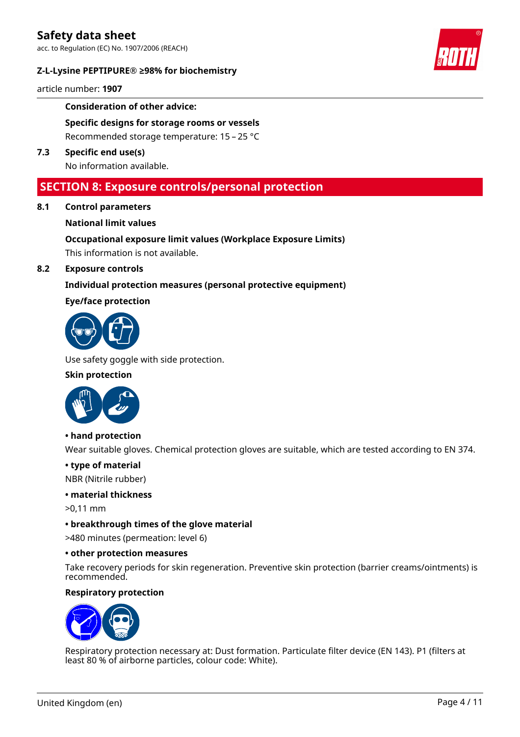**Consideration of other advice:**

**Specific designs for storage rooms or vessels**

Recommended storage temperature: 15 – 25 °C

**7.3 Specific end use(s)**

No information available.

## SECTION 8: Exposure controls/personal protection

### 8.1 Control parameters

**National limit values**

**Occupational exposure limit values (Workplace Exposure Limits)**

This information is not available.

### 8.2 Exposure controls

**Individual protection measures (personal protective equipment)**

**Eye/face protection**

Use safety goggle with side protection.

**Skin protection**

**• hand protection**

Wear suitable gloves. Chemical protection gloves are suitable, which are tested according to EN 374.

**• type of material**

NBR (Nitrile rubber)

**• material thickness**

>0,11 mm

**• breakthrough times of the glove material**

>480 minutes (permeation: level 6)

**• other protection measures**

Take recovery periods for skin regeneration. Preventive skin protection (barrier creams/ointments) is recommended.

**Respiratory protection**

Respiratory protection necessary at: Dust formation. Particulate filter device (EN 143). P1 (filters at least 80 % of airborne particles, colour code: White).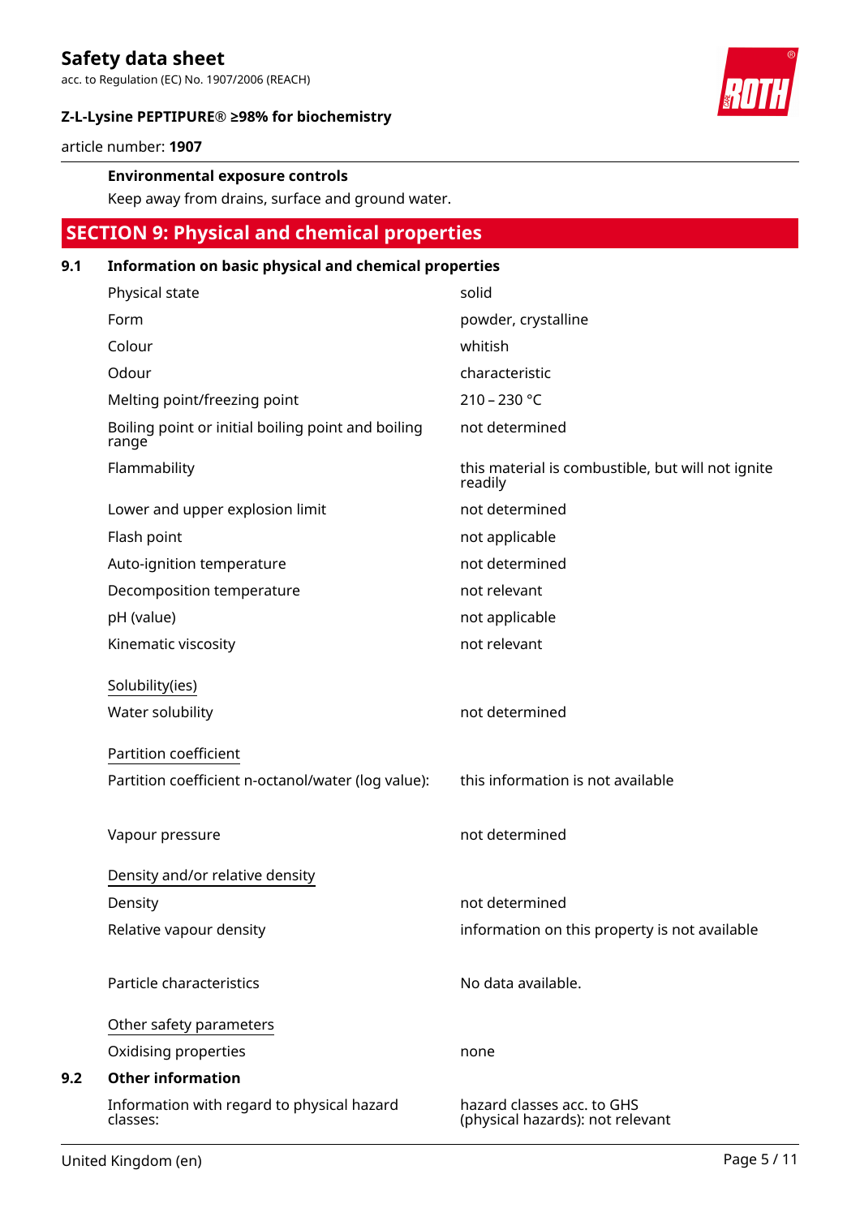#### Environmental exposure controls

Keep away from drains, surface and ground water.

## SECTION 9: Physical and chemical properties

### 9.1 Information on basic physical and chemical properties

| | |
|---|---|
| Physical state | solid |
| Form | powder, crystalline |
| Colour | whitish |
| Odour | characteristic |
| Melting point/freezing point | 210 – 230 °C |
| Boiling point or initial boiling point and boiling range | not determined |
| Flammability | this material is combustible, but will not ignite readily |
| Lower and upper explosion limit | not determined |
| Flash point | not applicable |
| Auto-ignition temperature | not determined |
| Decomposition temperature | not relevant |
| pH (value) | not applicable |
| Kinematic viscosity | not relevant |

Solubility(ies)

| | |
|---|---|
| Water solubility | not determined |

Partition coefficient

| | |
|---|---|
| Partition coefficient n-octanol/water (log value): | this information is not available |
| Vapour pressure | not determined |

Density and/or relative density

| | |
|---|---|
| Density | not determined |
| Relative vapour density | information on this property is not available |
| Particle characteristics | No data available. |

Other safety parameters

| | |
|---|---|
| Oxidising properties | none |

### 9.2 Other information

| | |
|---|---|
| Information with regard to physical hazard classes: | hazard classes acc. to GHS (physical hazards): not relevant |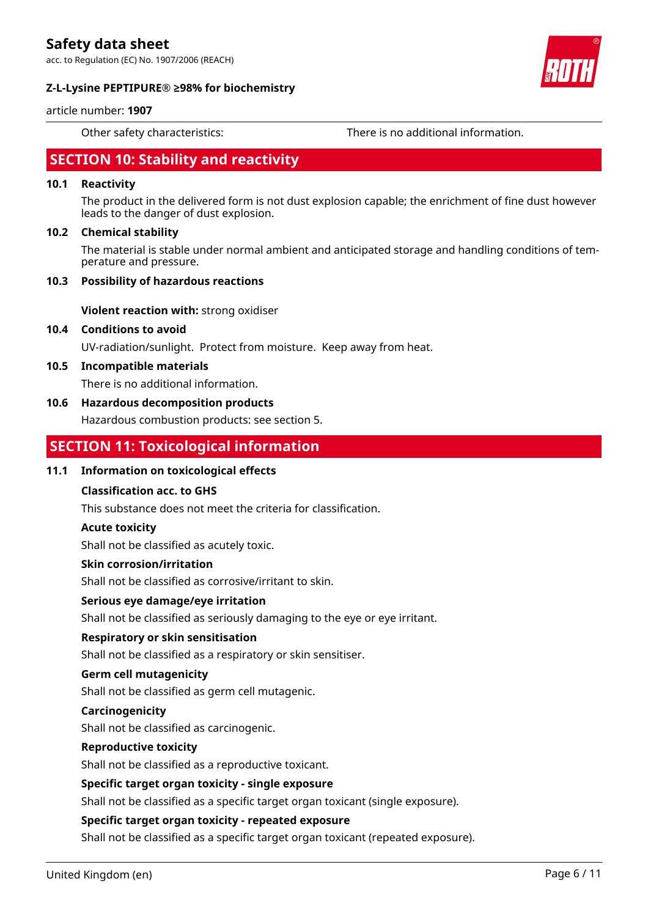Other safety characteristics: There is no additional information.

## SECTION 10: Stability and reactivity

### 10.1 Reactivity

The product in the delivered form is not dust explosion capable; the enrichment of fine dust however leads to the danger of dust explosion.

### 10.2 Chemical stability

The material is stable under normal ambient and anticipated storage and handling conditions of temperature and pressure.

### 10.3 Possibility of hazardous reactions

**Violent reaction with:** strong oxidiser

### 10.4 Conditions to avoid

UV-radiation/sunlight. Protect from moisture. Keep away from heat.

### 10.5 Incompatible materials

There is no additional information.

### 10.6 Hazardous decomposition products

Hazardous combustion products: see section 5.

## SECTION 11: Toxicological information

### 11.1 Information on toxicological effects

**Classification acc. to GHS**

This substance does not meet the criteria for classification.

**Acute toxicity**

Shall not be classified as acutely toxic.

**Skin corrosion/irritation**

Shall not be classified as corrosive/irritant to skin.

**Serious eye damage/eye irritation**

Shall not be classified as seriously damaging to the eye or eye irritant.

**Respiratory or skin sensitisation**

Shall not be classified as a respiratory or skin sensitiser.

**Germ cell mutagenicity**

Shall not be classified as germ cell mutagenic.

**Carcinogenicity**

Shall not be classified as carcinogenic.

**Reproductive toxicity**

Shall not be classified as a reproductive toxicant.

**Specific target organ toxicity - single exposure**

Shall not be classified as a specific target organ toxicant (single exposure).

**Specific target organ toxicity - repeated exposure**

Shall not be classified as a specific target organ toxicant (repeated exposure).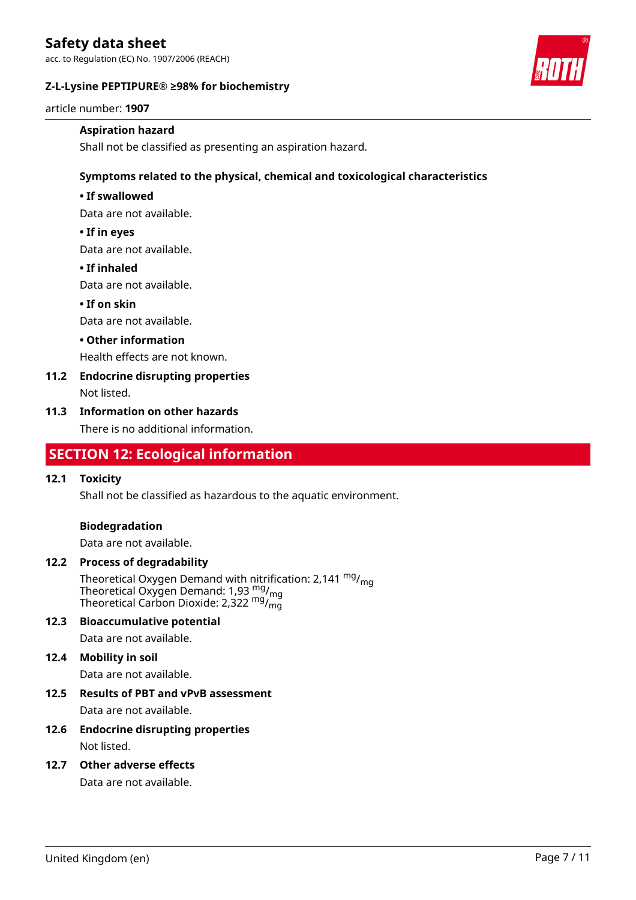**Aspiration hazard**

Shall not be classified as presenting an aspiration hazard.

**Symptoms related to the physical, chemical and toxicological characteristics**

**• If swallowed**

Data are not available.

**• If in eyes**

Data are not available.

**• If inhaled**

Data are not available.

**• If on skin**

Data are not available.

**• Other information**

Health effects are not known.

### 11.2 Endocrine disrupting properties

Not listed.

### 11.3 Information on other hazards

There is no additional information.

## SECTION 12: Ecological information

### 12.1 Toxicity

Shall not be classified as hazardous to the aquatic environment.

**Biodegradation**

Data are not available.

### 12.2 Process of degradability

Theoretical Oxygen Demand with nitrification: 2,141 $^{mg}/_{mg}$
Theoretical Oxygen Demand: 1,93 $^{mg}/_{mg}$
Theoretical Carbon Dioxide: 2,322 $^{mg}/_{mg}$

### 12.3 Bioaccumulative potential

Data are not available.

### 12.4 Mobility in soil

Data are not available.

### 12.5 Results of PBT and vPvB assessment

Data are not available.

### 12.6 Endocrine disrupting properties

Not listed.

### 12.7 Other adverse effects

Data are not available.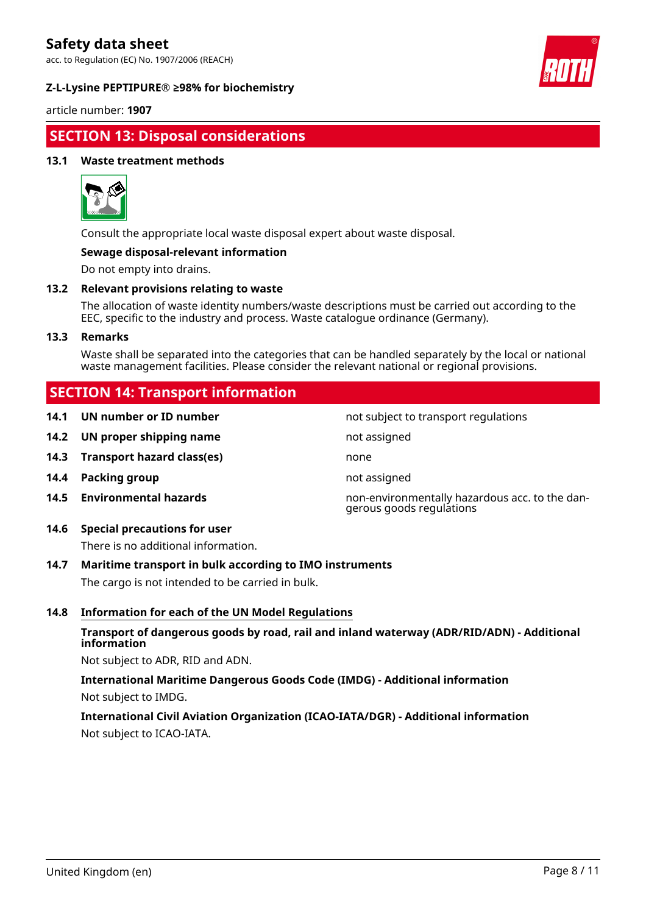## SECTION 13: Disposal considerations

### 13.1 Waste treatment methods

Consult the appropriate local waste disposal expert about waste disposal.

**Sewage disposal-relevant information**

Do not empty into drains.

### 13.2 Relevant provisions relating to waste

The allocation of waste identity numbers/waste descriptions must be carried out according to the EEC, specific to the industry and process. Waste catalogue ordinance (Germany).

### 13.3 Remarks

Waste shall be separated into the categories that can be handled separately by the local or national waste management facilities. Please consider the relevant national or regional provisions.

## SECTION 14: Transport information

| | | |
|---|---|---|
| **14.1** | **UN number or ID number** | not subject to transport regulations |
| **14.2** | **UN proper shipping name** | not assigned |
| **14.3** | **Transport hazard class(es)** | none |
| **14.4** | **Packing group** | not assigned |
| **14.5** | **Environmental hazards** | non-environmentally hazardous acc. to the dangerous goods regulations |

### 14.6 Special precautions for user

There is no additional information.

### 14.7 Maritime transport in bulk according to IMO instruments

The cargo is not intended to be carried in bulk.

### 14.8 Information for each of the UN Model Regulations

**Transport of dangerous goods by road, rail and inland waterway (ADR/RID/ADN) - Additional information**

Not subject to ADR, RID and ADN.

**International Maritime Dangerous Goods Code (IMDG) - Additional information**

Not subject to IMDG.

**International Civil Aviation Organization (ICAO-IATA/DGR) - Additional information**

Not subject to ICAO-IATA.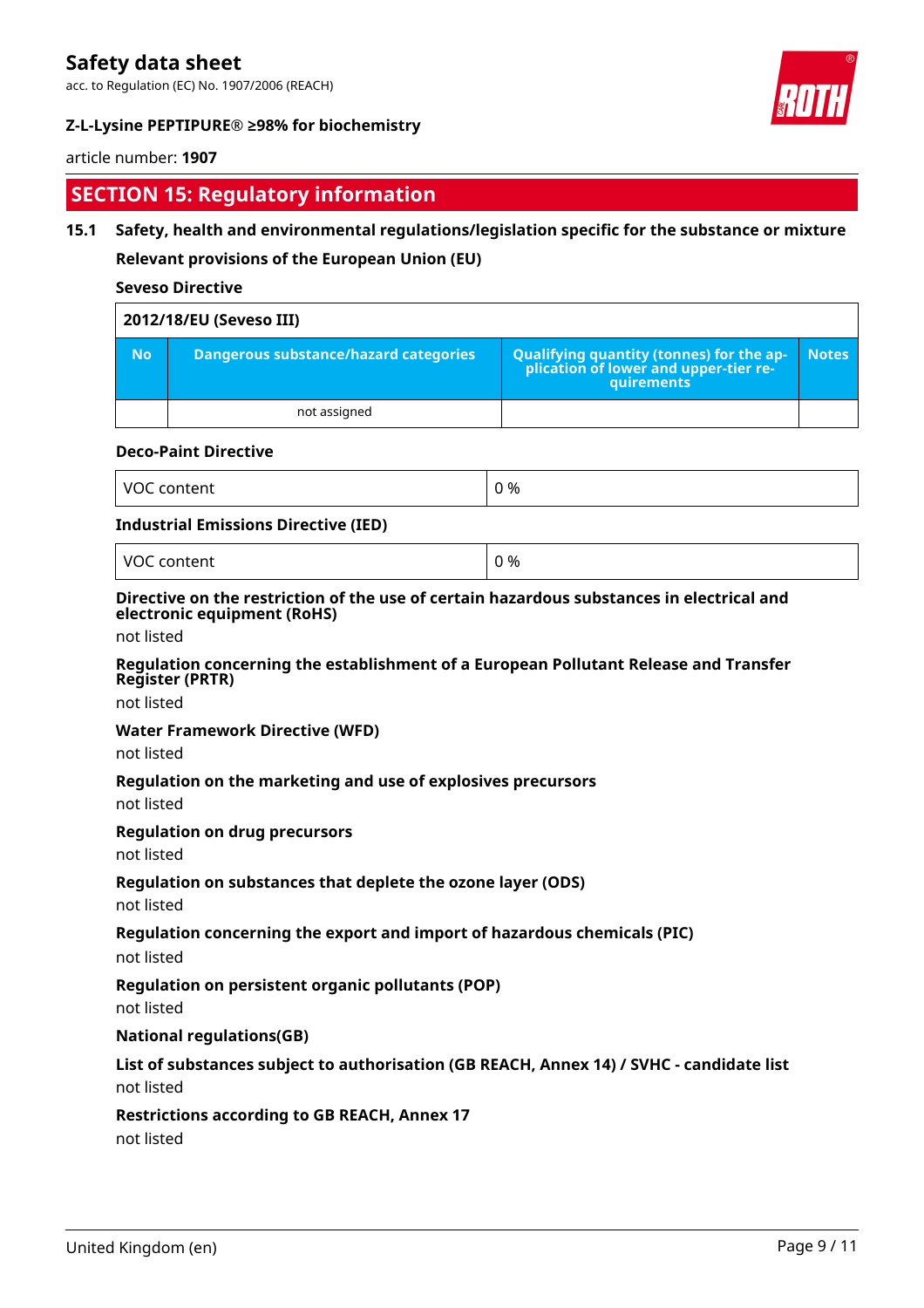## SECTION 15: Regulatory information

### 15.1 Safety, health and environmental regulations/legislation specific for the substance or mixture

**Relevant provisions of the European Union (EU)**

**Seveso Directive**

| 2012/18/EU (Seveso III) | | | |
|---|---|---|---|
| **No** | **Dangerous substance/hazard categories** | **Qualifying quantity (tonnes) for the application of lower and upper-tier requirements** | **Notes** |
| | not assigned | | |

**Deco-Paint Directive**

| VOC content | 0 % |
|---|---|

**Industrial Emissions Directive (IED)**

| VOC content | 0 % |
|---|---|

**Directive on the restriction of the use of certain hazardous substances in electrical and electronic equipment (RoHS)**

not listed

**Regulation concerning the establishment of a European Pollutant Release and Transfer Register (PRTR)**

not listed

**Water Framework Directive (WFD)**

not listed

**Regulation on the marketing and use of explosives precursors**

not listed

**Regulation on drug precursors**

not listed

**Regulation on substances that deplete the ozone layer (ODS)**

not listed

**Regulation concerning the export and import of hazardous chemicals (PIC)**

not listed

**Regulation on persistent organic pollutants (POP)**

not listed

**National regulations(GB)**

**List of substances subject to authorisation (GB REACH, Annex 14) / SVHC - candidate list**

not listed

**Restrictions according to GB REACH, Annex 17**

not listed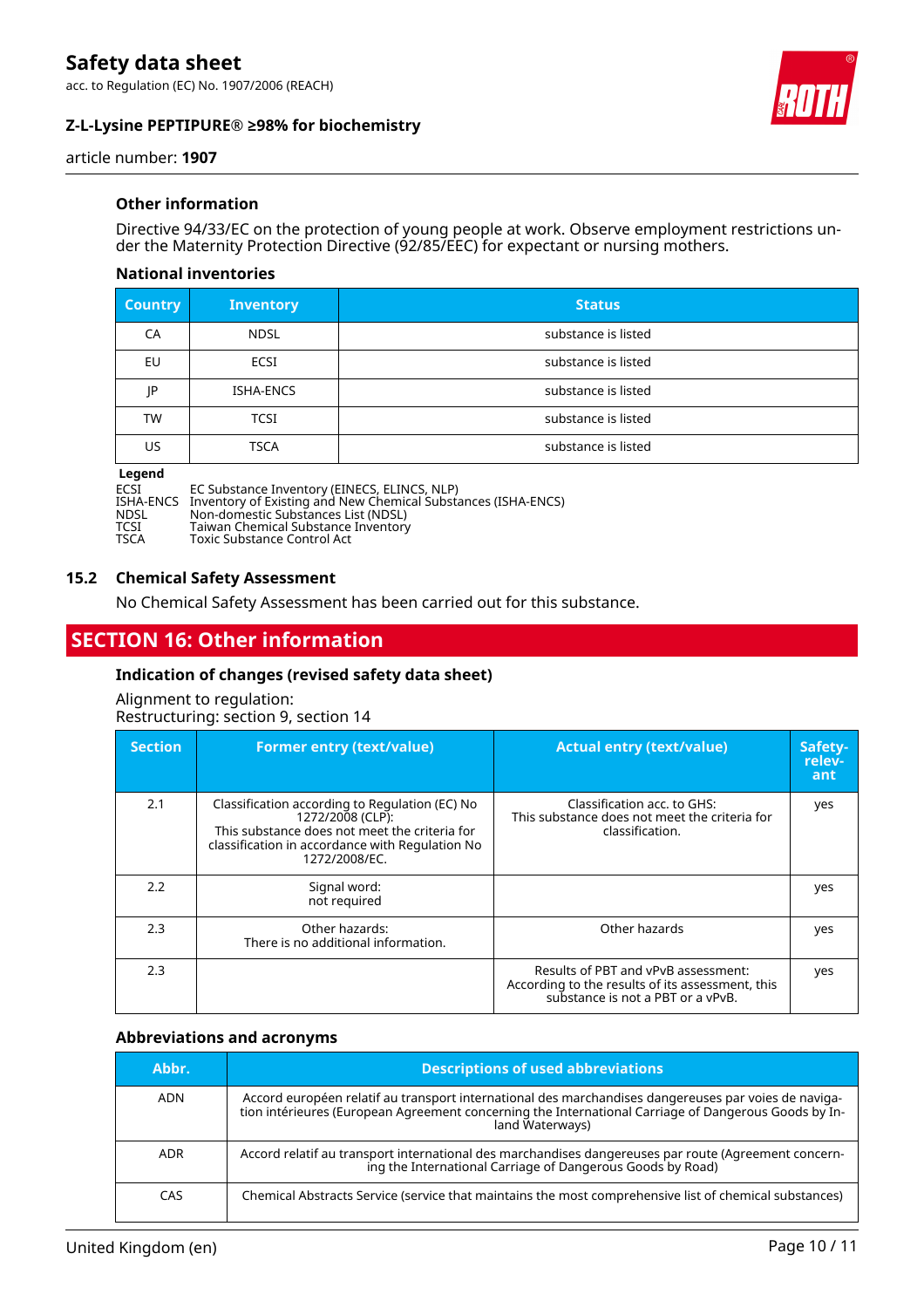### Other information

Directive 94/33/EC on the protection of young people at work. Observe employment restrictions under the Maternity Protection Directive (92/85/EEC) for expectant or nursing mothers.

#### National inventories

| Country | Inventory | Status |
|---|---|---|
| CA | NDSL | substance is listed |
| EU | ECSI | substance is listed |
| JP | ISHA-ENCS | substance is listed |
| TW | TCSI | substance is listed |
| US | TSCA | substance is listed |

**Legend**

ECSI EC Substance Inventory (EINECS, ELINCS, NLP)
ISHA-ENCS Inventory of Existing and New Chemical Substances (ISHA-ENCS)
NDSL Non-domestic Substances List (NDSL)
TCSI Taiwan Chemical Substance Inventory
TSCA Toxic Substance Control Act

### 15.2 Chemical Safety Assessment

No Chemical Safety Assessment has been carried out for this substance.

## SECTION 16: Other information

### Indication of changes (revised safety data sheet)

Alignment to regulation:
Restructuring: section 9, section 14

| Section | Former entry (text/value) | Actual entry (text/value) | Safety-relevant |
|---|---|---|---|
| 2.1 | Classification according to Regulation (EC) No 1272/2008 (CLP): This substance does not meet the criteria for classification in accordance with Regulation No 1272/2008/EC. | Classification acc. to GHS: This substance does not meet the criteria for classification. | yes |
| 2.2 | Signal word: not required | | yes |
| 2.3 | Other hazards: There is no additional information. | Other hazards | yes |
| 2.3 | | Results of PBT and vPvB assessment: According to the results of its assessment, this substance is not a PBT or a vPvB. | yes |

### Abbreviations and acronyms

| Abbr. | Descriptions of used abbreviations |
|---|---|
| ADN | Accord européen relatif au transport international des marchandises dangereuses par voies de navigation intérieures (European Agreement concerning the International Carriage of Dangerous Goods by Inland Waterways) |
| ADR | Accord relatif au transport international des marchandises dangereuses par route (Agreement concerning the International Carriage of Dangerous Goods by Road) |
| CAS | Chemical Abstracts Service (service that maintains the most comprehensive list of chemical substances) |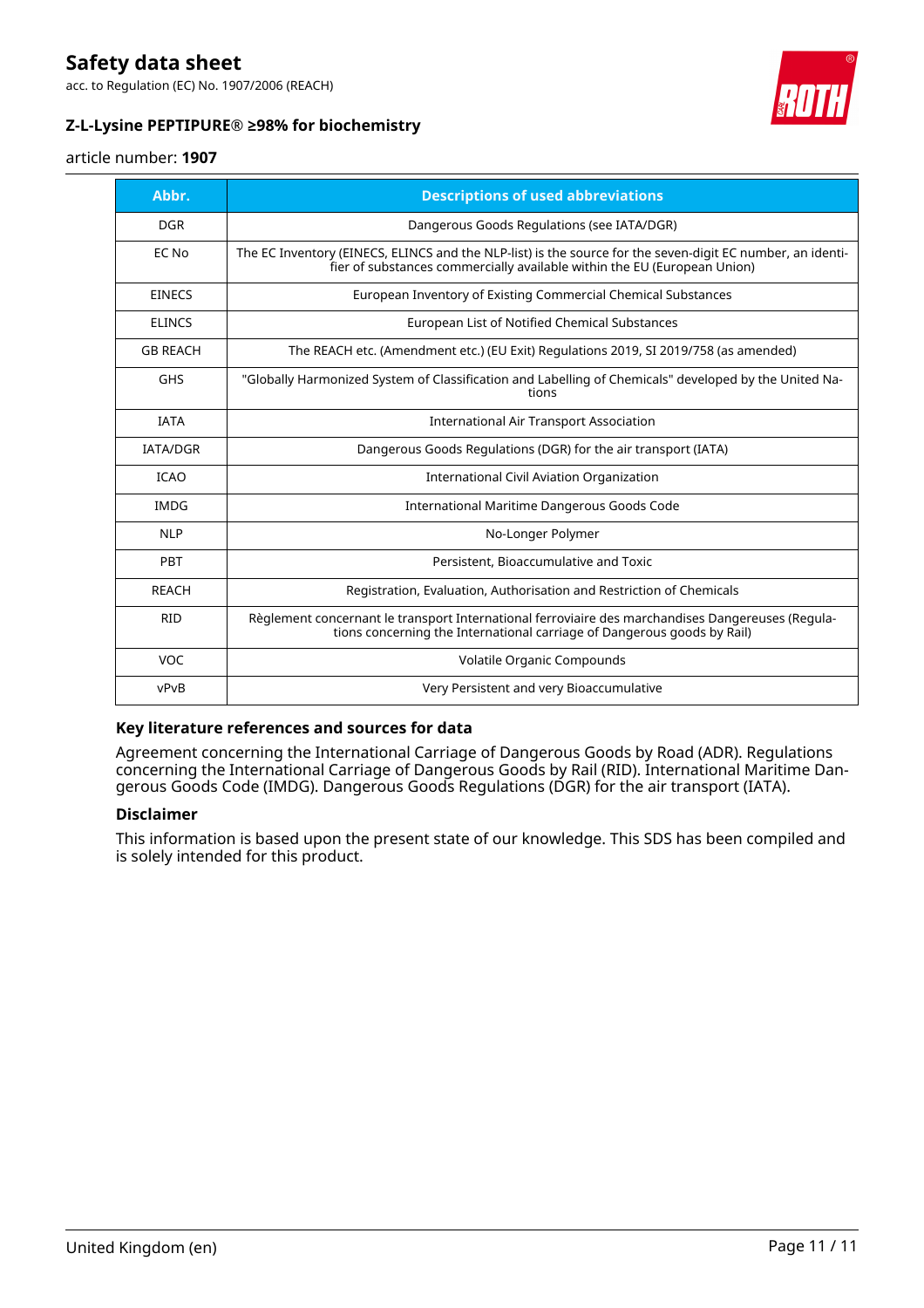| Abbr. | Descriptions of used abbreviations |
|---|---|
| DGR | Dangerous Goods Regulations (see IATA/DGR) |
| EC No | The EC Inventory (EINECS, ELINCS and the NLP-list) is the source for the seven-digit EC number, an identifier of substances commercially available within the EU (European Union) |
| EINECS | European Inventory of Existing Commercial Chemical Substances |
| ELINCS | European List of Notified Chemical Substances |
| GB REACH | The REACH etc. (Amendment etc.) (EU Exit) Regulations 2019, SI 2019/758 (as amended) |
| GHS | "Globally Harmonized System of Classification and Labelling of Chemicals" developed by the United Nations |
| IATA | International Air Transport Association |
| IATA/DGR | Dangerous Goods Regulations (DGR) for the air transport (IATA) |
| ICAO | International Civil Aviation Organization |
| IMDG | International Maritime Dangerous Goods Code |
| NLP | No-Longer Polymer |
| PBT | Persistent, Bioaccumulative and Toxic |
| REACH | Registration, Evaluation, Authorisation and Restriction of Chemicals |
| RID | Règlement concernant le transport International ferroviaire des marchandises Dangereuses (Regulations concerning the International carriage of Dangerous goods by Rail) |
| VOC | Volatile Organic Compounds |
| vPvB | Very Persistent and very Bioaccumulative |

### Key literature references and sources for data

Agreement concerning the International Carriage of Dangerous Goods by Road (ADR). Regulations concerning the International Carriage of Dangerous Goods by Rail (RID). International Maritime Dangerous Goods Code (IMDG). Dangerous Goods Regulations (DGR) for the air transport (IATA).

### Disclaimer

This information is based upon the present state of our knowledge. This SDS has been compiled and is solely intended for this product.